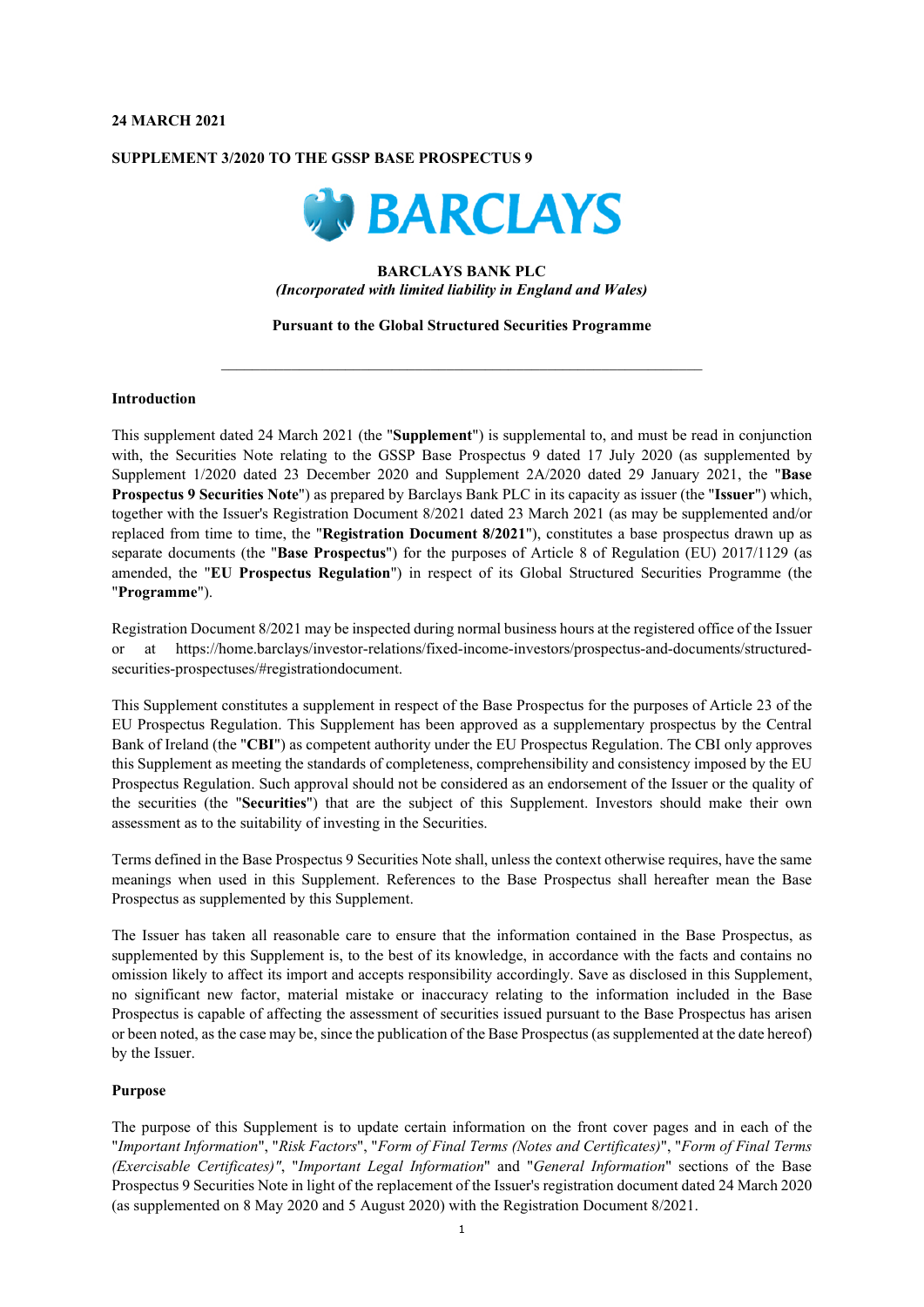**24 MARCH 2021**

**SUPPLEMENT 3/2020 TO THE GSSP BASE PROSPECTUS 9**

**BARCLAYS BANK PLC**
*(Incorporated with limited liability in England and Wales)*

**Pursuant to the Global Structured Securities Programme**

---

**Introduction**

This supplement dated 24 March 2021 (the "**Supplement**") is supplemental to, and must be read in conjunction with, the Securities Note relating to the GSSP Base Prospectus 9 dated 17 July 2020 (as supplemented by Supplement 1/2020 dated 23 December 2020 and Supplement 2A/2020 dated 29 January 2021, the "**Base Prospectus 9 Securities Note**") as prepared by Barclays Bank PLC in its capacity as issuer (the "**Issuer**") which, together with the Issuer's Registration Document 8/2021 dated 23 March 2021 (as may be supplemented and/or replaced from time to time, the "**Registration Document 8/2021**"), constitutes a base prospectus drawn up as separate documents (the "**Base Prospectus**") for the purposes of Article 8 of Regulation (EU) 2017/1129 (as amended, the "**EU Prospectus Regulation**") in respect of its Global Structured Securities Programme (the "**Programme**").

Registration Document 8/2021 may be inspected during normal business hours at the registered office of the Issuer or at https://home.barclays/investor-relations/fixed-income-investors/prospectus-and-documents/structured-securities-prospectuses/#registrationdocument.

This Supplement constitutes a supplement in respect of the Base Prospectus for the purposes of Article 23 of the EU Prospectus Regulation. This Supplement has been approved as a supplementary prospectus by the Central Bank of Ireland (the "**CBI**") as competent authority under the EU Prospectus Regulation. The CBI only approves this Supplement as meeting the standards of completeness, comprehensibility and consistency imposed by the EU Prospectus Regulation. Such approval should not be considered as an endorsement of the Issuer or the quality of the securities (the "**Securities**") that are the subject of this Supplement. Investors should make their own assessment as to the suitability of investing in the Securities.

Terms defined in the Base Prospectus 9 Securities Note shall, unless the context otherwise requires, have the same meanings when used in this Supplement. References to the Base Prospectus shall hereafter mean the Base Prospectus as supplemented by this Supplement.

The Issuer has taken all reasonable care to ensure that the information contained in the Base Prospectus, as supplemented by this Supplement is, to the best of its knowledge, in accordance with the facts and contains no omission likely to affect its import and accepts responsibility accordingly. Save as disclosed in this Supplement, no significant new factor, material mistake or inaccuracy relating to the information included in the Base Prospectus is capable of affecting the assessment of securities issued pursuant to the Base Prospectus has arisen or been noted, as the case may be, since the publication of the Base Prospectus (as supplemented at the date hereof) by the Issuer.

**Purpose**

The purpose of this Supplement is to update certain information on the front cover pages and in each of the "*Important Information*", "*Risk Factors*", "*Form of Final Terms (Notes and Certificates)*", "*Form of Final Terms (Exercisable Certificates)"*, "*Important Legal Information*" and "*General Information*" sections of the Base Prospectus 9 Securities Note in light of the replacement of the Issuer's registration document dated 24 March 2020 (as supplemented on 8 May 2020 and 5 August 2020) with the Registration Document 8/2021.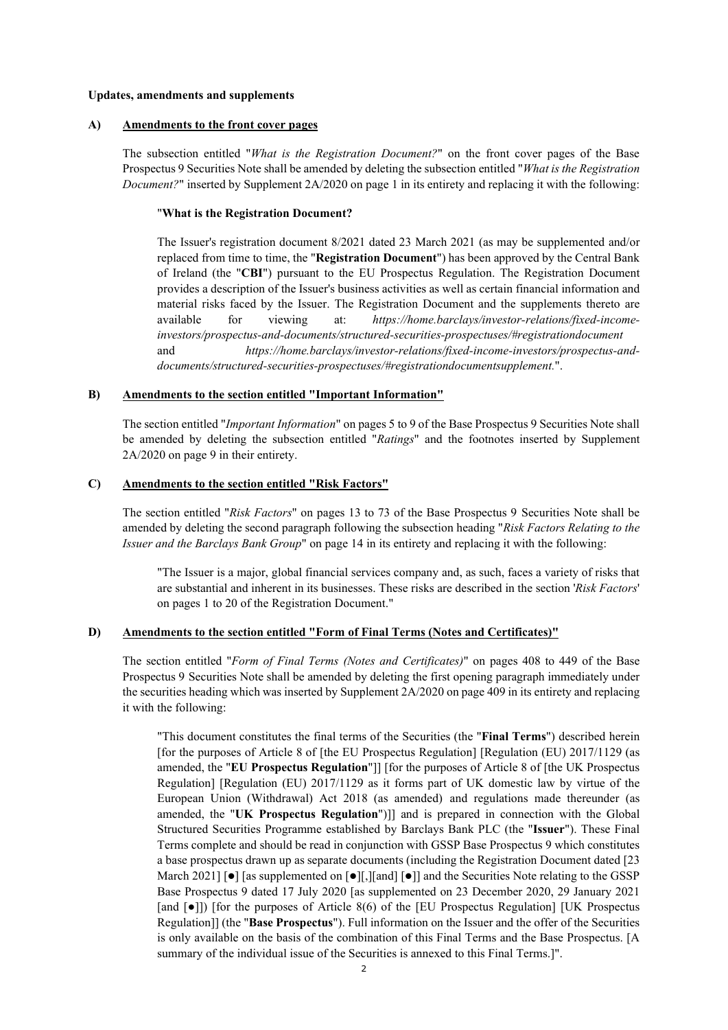**Updates, amendments and supplements**

**A) Amendments to the front cover pages**

The subsection entitled "*What is the Registration Document?*" on the front cover pages of the Base Prospectus 9 Securities Note shall be amended by deleting the subsection entitled "*What is the Registration Document?*" inserted by Supplement 2A/2020 on page 1 in its entirety and replacing it with the following:

> "**What is the Registration Document?**
>
> The Issuer's registration document 8/2021 dated 23 March 2021 (as may be supplemented and/or replaced from time to time, the "**Registration Document**") has been approved by the Central Bank of Ireland (the "**CBI**") pursuant to the EU Prospectus Regulation. The Registration Document provides a description of the Issuer's business activities as well as certain financial information and material risks faced by the Issuer. The Registration Document and the supplements thereto are available for viewing at: *https://home.barclays/investor-relations/fixed-income-investors/prospectus-and-documents/structured-securities-prospectuses/#registrationdocument* and *https://home.barclays/investor-relations/fixed-income-investors/prospectus-and-documents/structured-securities-prospectuses/#registrationdocumentsupplement.*".

**B) Amendments to the section entitled "Important Information"**

The section entitled "*Important Information*" on pages 5 to 9 of the Base Prospectus 9 Securities Note shall be amended by deleting the subsection entitled "*Ratings*" and the footnotes inserted by Supplement 2A/2020 on page 9 in their entirety.

**C) Amendments to the section entitled "Risk Factors"**

The section entitled "*Risk Factors*" on pages 13 to 73 of the Base Prospectus 9 Securities Note shall be amended by deleting the second paragraph following the subsection heading "*Risk Factors Relating to the Issuer and the Barclays Bank Group*" on page 14 in its entirety and replacing it with the following:

> "The Issuer is a major, global financial services company and, as such, faces a variety of risks that are substantial and inherent in its businesses. These risks are described in the section '*Risk Factors*' on pages 1 to 20 of the Registration Document."

**D) Amendments to the section entitled "Form of Final Terms (Notes and Certificates)"**

The section entitled "*Form of Final Terms (Notes and Certificates)*" on pages 408 to 449 of the Base Prospectus 9 Securities Note shall be amended by deleting the first opening paragraph immediately under the securities heading which was inserted by Supplement 2A/2020 on page 409 in its entirety and replacing it with the following:

> "This document constitutes the final terms of the Securities (the "**Final Terms**") described herein [for the purposes of Article 8 of [the EU Prospectus Regulation] [Regulation (EU) 2017/1129 (as amended, the "**EU Prospectus Regulation**"]] [for the purposes of Article 8 of [the UK Prospectus Regulation] [Regulation (EU) 2017/1129 as it forms part of UK domestic law by virtue of the European Union (Withdrawal) Act 2018 (as amended) and regulations made thereunder (as amended, the "**UK Prospectus Regulation**")]] and is prepared in connection with the Global Structured Securities Programme established by Barclays Bank PLC (the "**Issuer**"). These Final Terms complete and should be read in conjunction with GSSP Base Prospectus 9 which constitutes a base prospectus drawn up as separate documents (including the Registration Document dated [23 March 2021] [●] [as supplemented on [●][,][and] [●]] and the Securities Note relating to the GSSP Base Prospectus 9 dated 17 July 2020 [as supplemented on 23 December 2020, 29 January 2021 [and [●]]) [for the purposes of Article 8(6) of the [EU Prospectus Regulation] [UK Prospectus Regulation]] (the "**Base Prospectus**"). Full information on the Issuer and the offer of the Securities is only available on the basis of the combination of this Final Terms and the Base Prospectus. [A summary of the individual issue of the Securities is annexed to this Final Terms.]".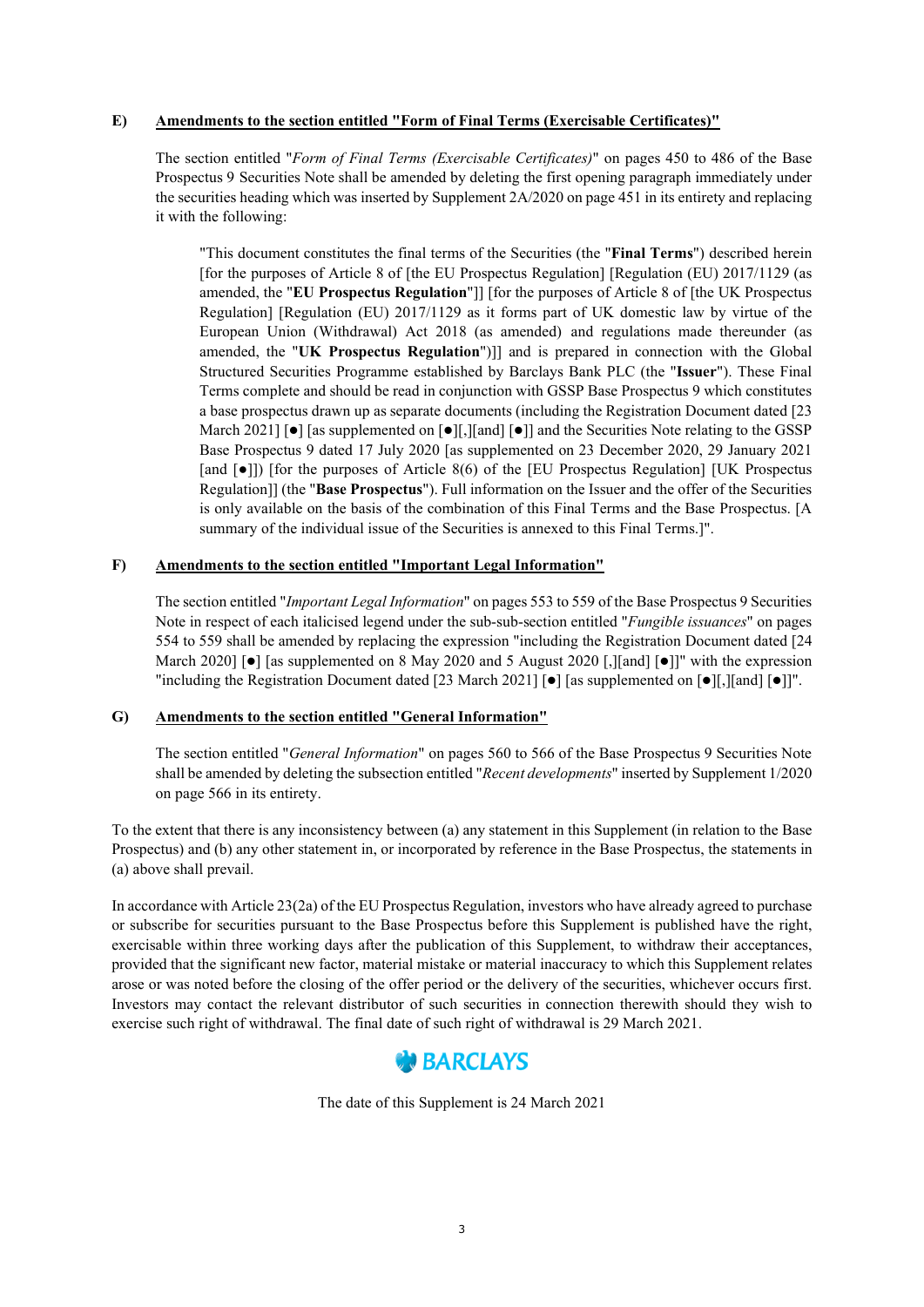**E) Amendments to the section entitled "Form of Final Terms (Exercisable Certificates)"**

The section entitled "*Form of Final Terms (Exercisable Certificates)*" on pages 450 to 486 of the Base Prospectus 9 Securities Note shall be amended by deleting the first opening paragraph immediately under the securities heading which was inserted by Supplement 2A/2020 on page 451 in its entirety and replacing it with the following:

> "This document constitutes the final terms of the Securities (the "**Final Terms**") described herein [for the purposes of Article 8 of [the EU Prospectus Regulation] [Regulation (EU) 2017/1129 (as amended, the "**EU Prospectus Regulation**"]] [for the purposes of Article 8 of [the UK Prospectus Regulation] [Regulation (EU) 2017/1129 as it forms part of UK domestic law by virtue of the European Union (Withdrawal) Act 2018 (as amended) and regulations made thereunder (as amended, the "**UK Prospectus Regulation**")]] and is prepared in connection with the Global Structured Securities Programme established by Barclays Bank PLC (the "**Issuer**"). These Final Terms complete and should be read in conjunction with GSSP Base Prospectus 9 which constitutes a base prospectus drawn up as separate documents (including the Registration Document dated [23 March 2021] [●] [as supplemented on [●][,][and] [●]] and the Securities Note relating to the GSSP Base Prospectus 9 dated 17 July 2020 [as supplemented on 23 December 2020, 29 January 2021 [and [●]]) [for the purposes of Article 8(6) of the [EU Prospectus Regulation] [UK Prospectus Regulation]] (the "**Base Prospectus**"). Full information on the Issuer and the offer of the Securities is only available on the basis of the combination of this Final Terms and the Base Prospectus. [A summary of the individual issue of the Securities is annexed to this Final Terms.]".

**F) Amendments to the section entitled "Important Legal Information"**

The section entitled "*Important Legal Information*" on pages 553 to 559 of the Base Prospectus 9 Securities Note in respect of each italicised legend under the sub-sub-section entitled "*Fungible issuances*" on pages 554 to 559 shall be amended by replacing the expression "including the Registration Document dated [24 March 2020] [●] [as supplemented on 8 May 2020 and 5 August 2020 [,][and] [●]]" with the expression "including the Registration Document dated [23 March 2021] [●] [as supplemented on [●][,][and] [●]]".

**G) Amendments to the section entitled "General Information"**

The section entitled "*General Information*" on pages 560 to 566 of the Base Prospectus 9 Securities Note shall be amended by deleting the subsection entitled "*Recent developments*" inserted by Supplement 1/2020 on page 566 in its entirety.

To the extent that there is any inconsistency between (a) any statement in this Supplement (in relation to the Base Prospectus) and (b) any other statement in, or incorporated by reference in the Base Prospectus, the statements in (a) above shall prevail.

In accordance with Article 23(2a) of the EU Prospectus Regulation, investors who have already agreed to purchase or subscribe for securities pursuant to the Base Prospectus before this Supplement is published have the right, exercisable within three working days after the publication of this Supplement, to withdraw their acceptances, provided that the significant new factor, material mistake or material inaccuracy to which this Supplement relates arose or was noted before the closing of the offer period or the delivery of the securities, whichever occurs first. Investors may contact the relevant distributor of such securities in connection therewith should they wish to exercise such right of withdrawal. The final date of such right of withdrawal is 29 March 2021.

BARCLAYS

The date of this Supplement is 24 March 2021